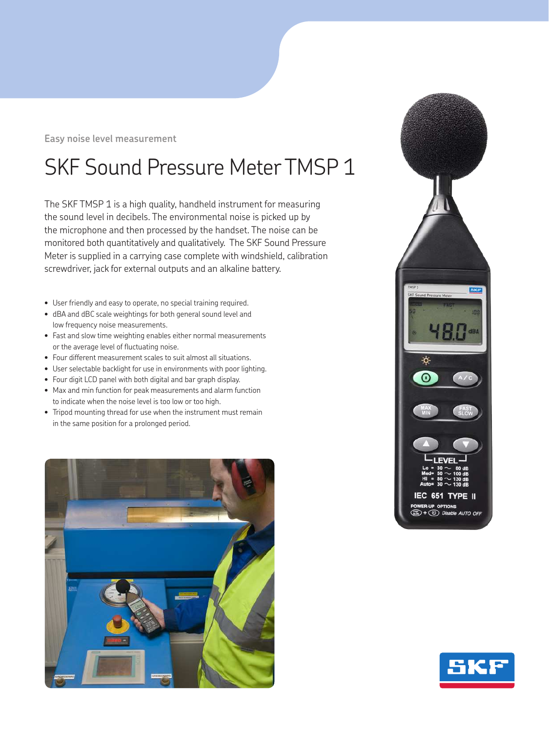Easy noise level measurement

# SKF Sound Pressure Meter TMSP 1

The SKF TMSP 1 is a high quality, handheld instrument for measuring the sound level in decibels. The environmental noise is picked up by the microphone and then processed by the handset. The noise can be monitored both quantitatively and qualitatively. The SKF Sound Pressure Meter is supplied in a carrying case complete with windshield, calibration screwdriver, jack for external outputs and an alkaline battery.

- User friendly and easy to operate, no special training required.
- dBA and dBC scale weightings for both general sound level and low frequency noise measurements.
- Fast and slow time weighting enables either normal measurements or the average level of fluctuating noise.
- Four different measurement scales to suit almost all situations.
- User selectable backlight for use in environments with poor lighting.
- Four digit LCD panel with both digital and bar graph display.
- Max and min function for peak measurements and alarm function to indicate when the noise level is too low or too high.
- Tripod mounting thread for use when the instrument must remain in the same position for a prolonged period.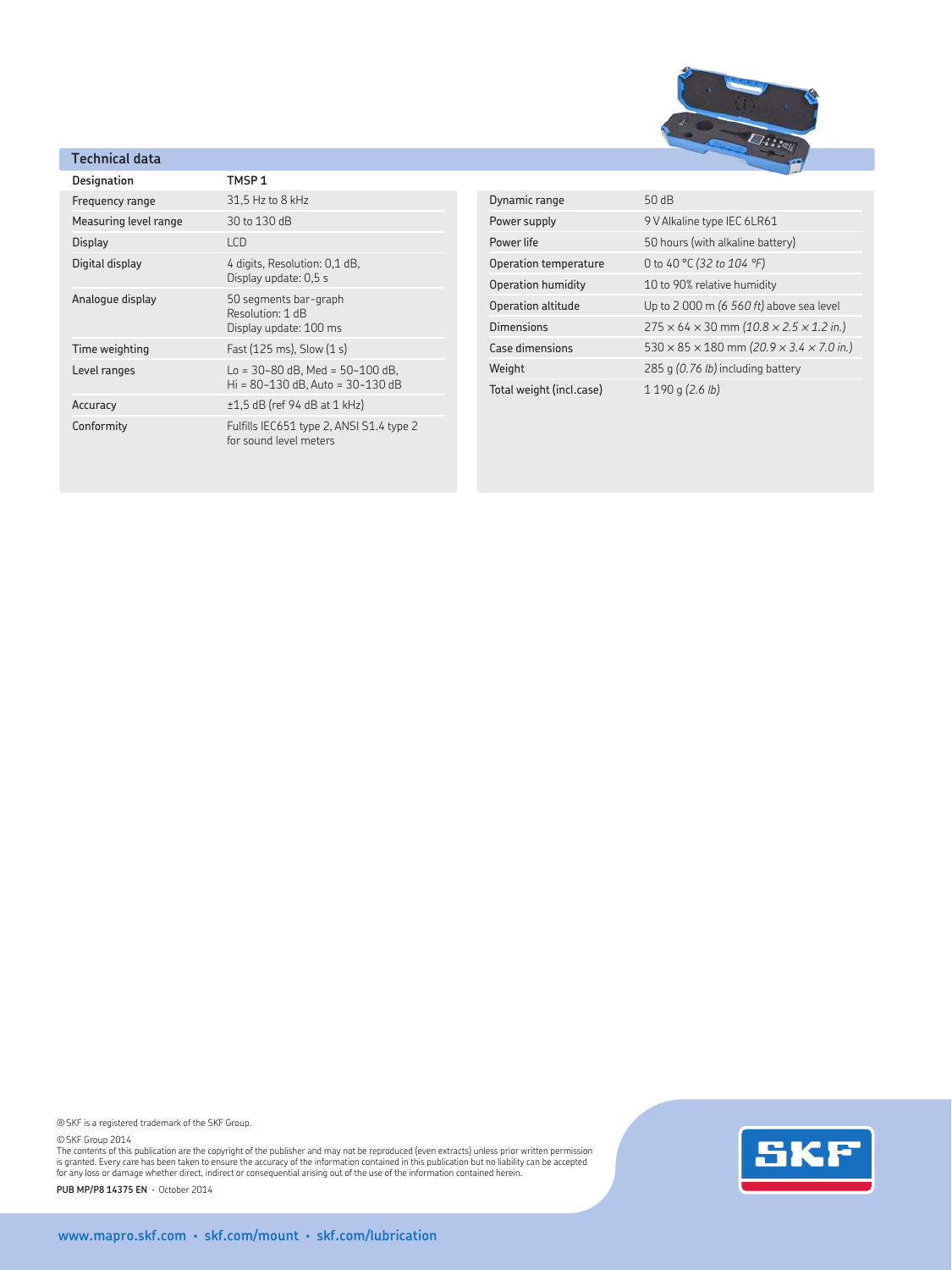## Technical data

| Designation | TMSP 1 |
|---|---|
| Frequency range | 31,5 Hz to 8 kHz |
| Measuring level range | 30 to 130 dB |
| Display | LCD |
| Digital display | 4 digits, Resolution: 0,1 dB, Display update: 0,5 s |
| Analogue display | 50 segments bar-graph Resolution: 1 dB Display update: 100 ms |
| Time weighting | Fast (125 ms), Slow (1 s) |
| Level ranges | Lo = 30–80 dB, Med = 50–100 dB, Hi = 80–130 dB, Auto = 30–130 dB |
| Accuracy | ±1,5 dB (ref 94 dB at 1 kHz) |
| Conformity | Fulfills IEC651 type 2, ANSI S1.4 type 2 for sound level meters |
| Dynamic range | 50 dB |
| Power supply | 9 V Alkaline type IEC 6LR61 |
| Power life | 50 hours (with alkaline battery) |
| Operation temperature | 0 to 40 °C *(32 to 104 °F)* |
| Operation humidity | 10 to 90% relative humidity |
| Operation altitude | Up to 2 000 m *(6 560 ft)* above sea level |
| Dimensions | 275 × 64 × 30 mm *(10.8 × 2.5 × 1.2 in.)* |
| Case dimensions | 530 × 85 × 180 mm *(20.9 × 3.4 × 7.0 in.)* |
| Weight | 285 g *(0.76 lb)* including battery |
| Total weight (incl.case) | 1 190 g *(2.6 lb)* |

® SKF is a registered trademark of the SKF Group.

© SKF Group 2014
The contents of this publication are the copyright of the publisher and may not be reproduced (even extracts) unless prior written permission is granted. Every care has been taken to ensure the accuracy of the information contained in this publication but no liability can be accepted for any loss or damage whether direct, indirect or consequential arising out of the use of the information contained herein.

**PUB MP/P8 14375 EN** · October 2014

**www.mapro.skf.com • skf.com/mount • skf.com/lubrication**